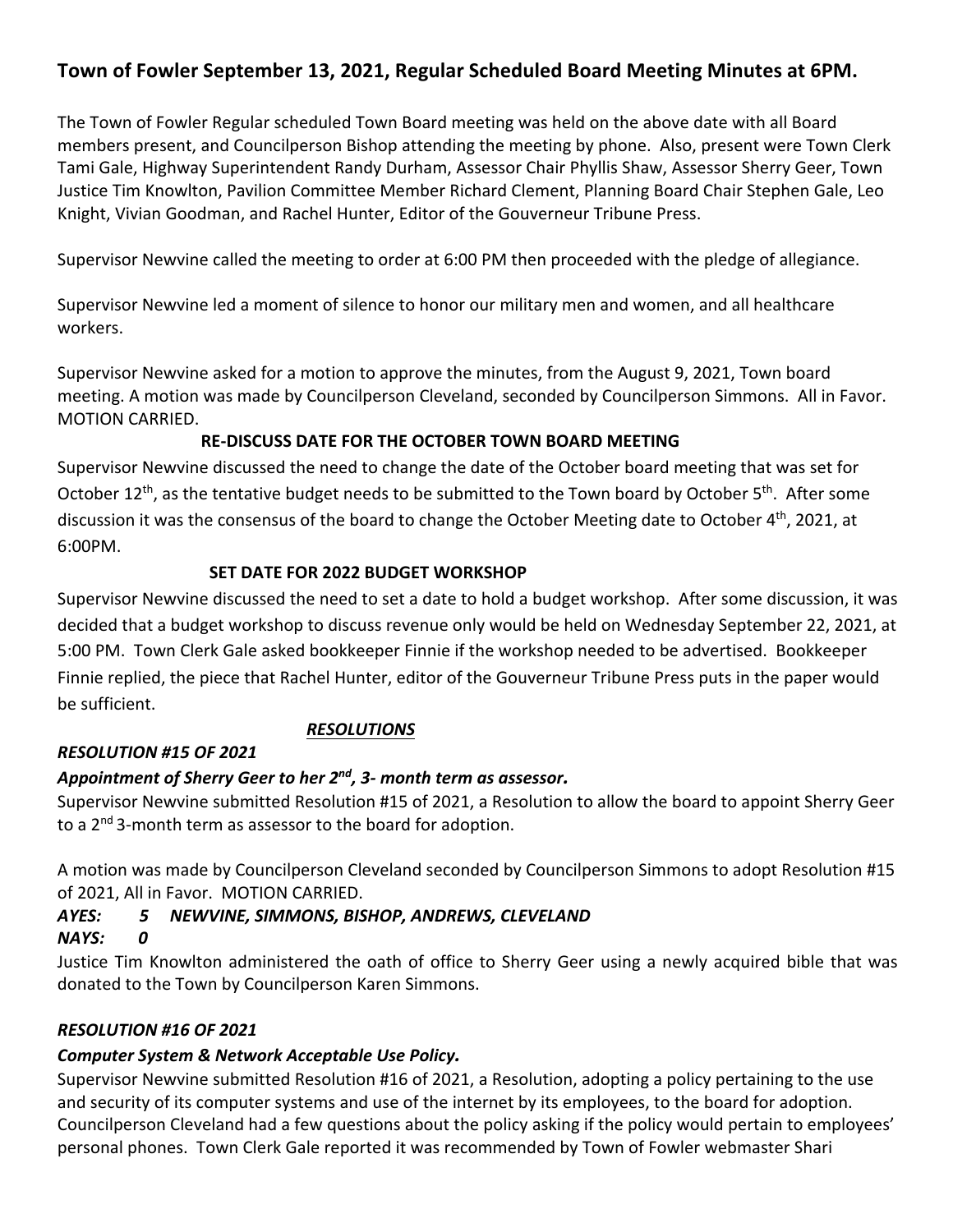# Town of Fowler September 13, 2021, Regular Scheduled Board Meeting Minutes at 6PM.

The Town of Fowler Regular scheduled Town Board meeting was held on the above date with all Board members present, and Councilperson Bishop attending the meeting by phone. Also, present were Town Clerk Tami Gale, Highway Superintendent Randy Durham, Assessor Chair Phyllis Shaw, Assessor Sherry Geer, Town Justice Tim Knowlton, Pavilion Committee Member Richard Clement, Planning Board Chair Stephen Gale, Leo Knight, Vivian Goodman, and Rachel Hunter, Editor of the Gouverneur Tribune Press.

Supervisor Newvine called the meeting to order at 6:00 PM then proceeded with the pledge of allegiance.

Supervisor Newvine led a moment of silence to honor our military men and women, and all healthcare workers.

Supervisor Newvine asked for a motion to approve the minutes, from the August 9, 2021, Town board meeting. A motion was made by Councilperson Cleveland, seconded by Councilperson Simmons. All in Favor. MOTION CARRIED.

**RE-DISCUSS DATE FOR THE OCTOBER TOWN BOARD MEETING**

Supervisor Newvine discussed the need to change the date of the October board meeting that was set for October 12th, as the tentative budget needs to be submitted to the Town board by October 5th. After some discussion it was the consensus of the board to change the October Meeting date to October 4th, 2021, at 6:00PM.

**SET DATE FOR 2022 BUDGET WORKSHOP**

Supervisor Newvine discussed the need to set a date to hold a budget workshop. After some discussion, it was decided that a budget workshop to discuss revenue only would be held on Wednesday September 22, 2021, at 5:00 PM. Town Clerk Gale asked bookkeeper Finnie if the workshop needed to be advertised. Bookkeeper Finnie replied, the piece that Rachel Hunter, editor of the Gouverneur Tribune Press puts in the paper would be sufficient.

***RESOLUTIONS***

***RESOLUTION #15 OF 2021***

***Appointment of Sherry Geer to her 2nd, 3- month term as assessor.***

Supervisor Newvine submitted Resolution #15 of 2021, a Resolution to allow the board to appoint Sherry Geer to a 2nd 3-month term as assessor to the board for adoption.

A motion was made by Councilperson Cleveland seconded by Councilperson Simmons to adopt Resolution #15 of 2021, All in Favor. MOTION CARRIED.

***AYES: 5 NEWVINE, SIMMONS, BISHOP, ANDREWS, CLEVELAND***
***NAYS: 0***

Justice Tim Knowlton administered the oath of office to Sherry Geer using a newly acquired bible that was donated to the Town by Councilperson Karen Simmons.

***RESOLUTION #16 OF 2021***

***Computer System & Network Acceptable Use Policy.***

Supervisor Newvine submitted Resolution #16 of 2021, a Resolution, adopting a policy pertaining to the use and security of its computer systems and use of the internet by its employees, to the board for adoption. Councilperson Cleveland had a few questions about the policy asking if the policy would pertain to employees' personal phones. Town Clerk Gale reported it was recommended by Town of Fowler webmaster Shari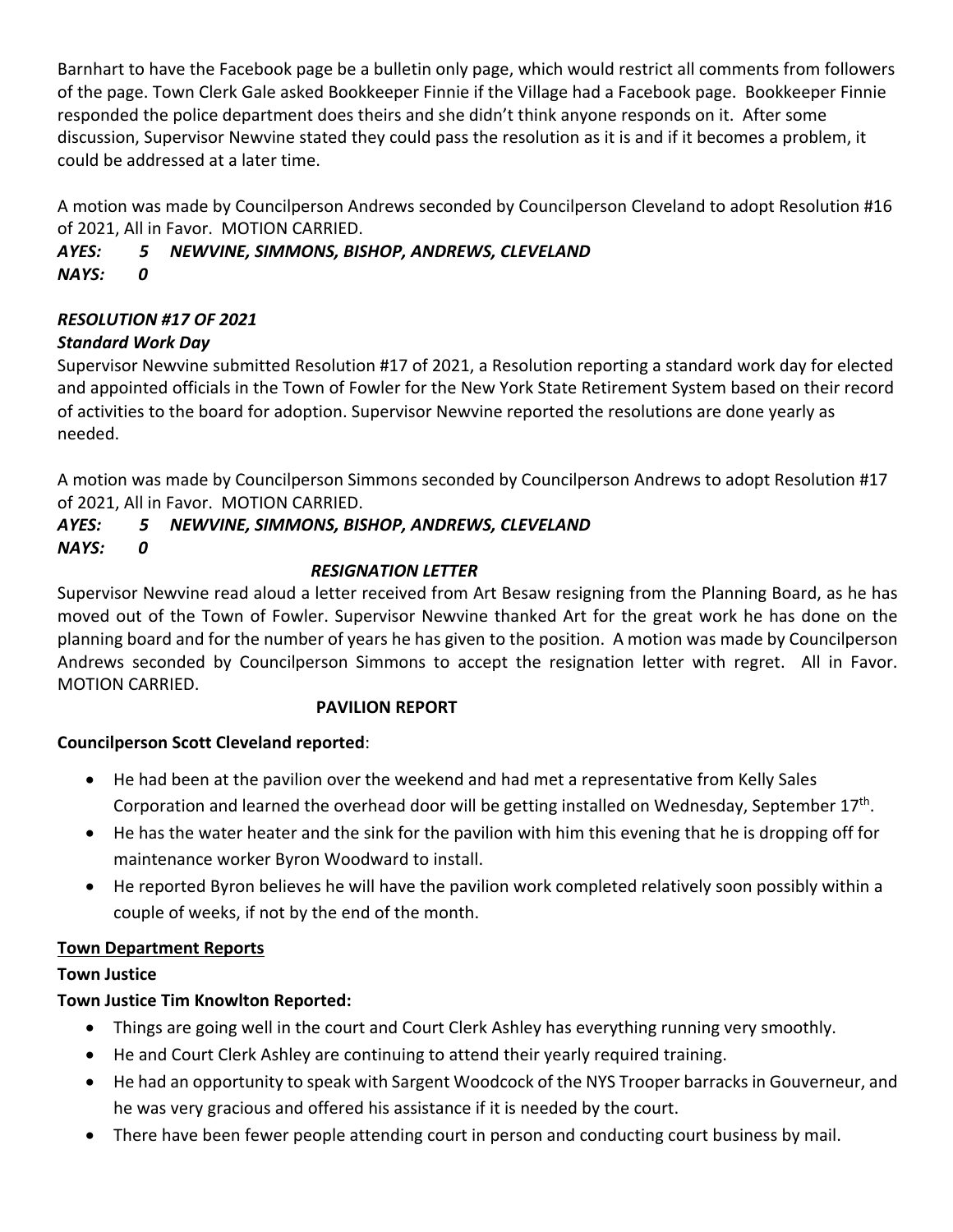Barnhart to have the Facebook page be a bulletin only page, which would restrict all comments from followers of the page. Town Clerk Gale asked Bookkeeper Finnie if the Village had a Facebook page. Bookkeeper Finnie responded the police department does theirs and she didn't think anyone responds on it. After some discussion, Supervisor Newvine stated they could pass the resolution as it is and if it becomes a problem, it could be addressed at a later time.

A motion was made by Councilperson Andrews seconded by Councilperson Cleveland to adopt Resolution #16 of 2021, All in Favor. MOTION CARRIED.

***AYES: 5 NEWVINE, SIMMONS, BISHOP, ANDREWS, CLEVELAND***
***NAYS: 0***

***RESOLUTION #17 OF 2021***

***Standard Work Day***

Supervisor Newvine submitted Resolution #17 of 2021, a Resolution reporting a standard work day for elected and appointed officials in the Town of Fowler for the New York State Retirement System based on their record of activities to the board for adoption. Supervisor Newvine reported the resolutions are done yearly as needed.

A motion was made by Councilperson Simmons seconded by Councilperson Andrews to adopt Resolution #17 of 2021, All in Favor. MOTION CARRIED.

***AYES: 5 NEWVINE, SIMMONS, BISHOP, ANDREWS, CLEVELAND***
***NAYS: 0***

***RESIGNATION LETTER***

Supervisor Newvine read aloud a letter received from Art Besaw resigning from the Planning Board, as he has moved out of the Town of Fowler. Supervisor Newvine thanked Art for the great work he has done on the planning board and for the number of years he has given to the position. A motion was made by Councilperson Andrews seconded by Councilperson Simmons to accept the resignation letter with regret. All in Favor. MOTION CARRIED.

**PAVILION REPORT**

**Councilperson Scott Cleveland reported**:

- He had been at the pavilion over the weekend and had met a representative from Kelly Sales Corporation and learned the overhead door will be getting installed on Wednesday, September 17th.
- He has the water heater and the sink for the pavilion with him this evening that he is dropping off for maintenance worker Byron Woodward to install.
- He reported Byron believes he will have the pavilion work completed relatively soon possibly within a couple of weeks, if not by the end of the month.

**Town Department Reports**

**Town Justice**

**Town Justice Tim Knowlton Reported:**

- Things are going well in the court and Court Clerk Ashley has everything running very smoothly.
- He and Court Clerk Ashley are continuing to attend their yearly required training.
- He had an opportunity to speak with Sargent Woodcock of the NYS Trooper barracks in Gouverneur, and he was very gracious and offered his assistance if it is needed by the court.
- There have been fewer people attending court in person and conducting court business by mail.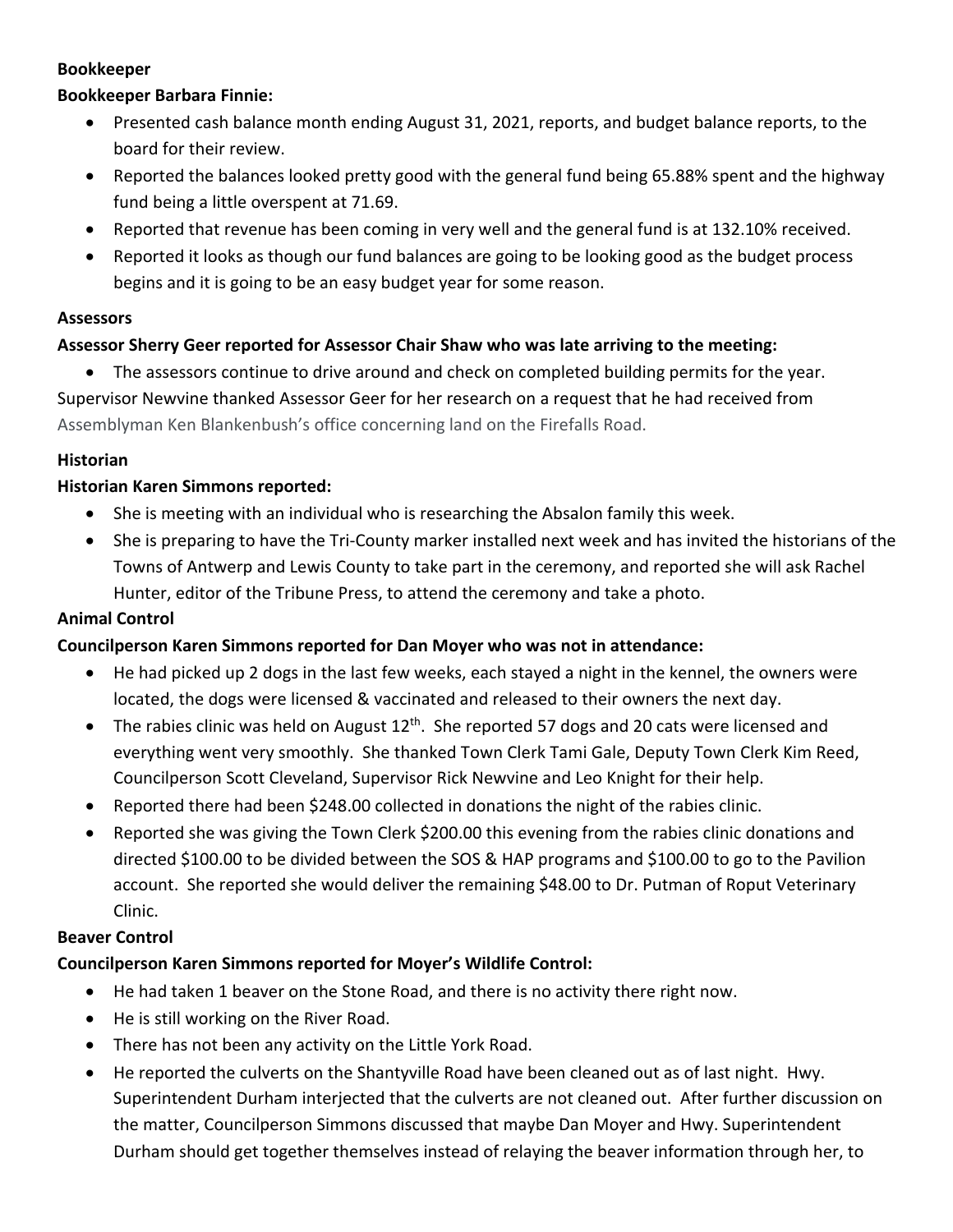**Bookkeeper**

**Bookkeeper Barbara Finnie:**

- Presented cash balance month ending August 31, 2021, reports, and budget balance reports, to the board for their review.
- Reported the balances looked pretty good with the general fund being 65.88% spent and the highway fund being a little overspent at 71.69.
- Reported that revenue has been coming in very well and the general fund is at 132.10% received.
- Reported it looks as though our fund balances are going to be looking good as the budget process begins and it is going to be an easy budget year for some reason.

**Assessors**

**Assessor Sherry Geer reported for Assessor Chair Shaw who was late arriving to the meeting:**

- The assessors continue to drive around and check on completed building permits for the year.

Supervisor Newvine thanked Assessor Geer for her research on a request that he had received from Assemblyman Ken Blankenbush's office concerning land on the Firefalls Road.

**Historian**

**Historian Karen Simmons reported:**

- She is meeting with an individual who is researching the Absalon family this week.
- She is preparing to have the Tri-County marker installed next week and has invited the historians of the Towns of Antwerp and Lewis County to take part in the ceremony, and reported she will ask Rachel Hunter, editor of the Tribune Press, to attend the ceremony and take a photo.

**Animal Control**

**Councilperson Karen Simmons reported for Dan Moyer who was not in attendance:**

- He had picked up 2 dogs in the last few weeks, each stayed a night in the kennel, the owners were located, the dogs were licensed & vaccinated and released to their owners the next day.
- The rabies clinic was held on August 12th. She reported 57 dogs and 20 cats were licensed and everything went very smoothly. She thanked Town Clerk Tami Gale, Deputy Town Clerk Kim Reed, Councilperson Scott Cleveland, Supervisor Rick Newvine and Leo Knight for their help.
- Reported there had been $248.00 collected in donations the night of the rabies clinic.
- Reported she was giving the Town Clerk $200.00 this evening from the rabies clinic donations and directed $100.00 to be divided between the SOS & HAP programs and $100.00 to go to the Pavilion account. She reported she would deliver the remaining $48.00 to Dr. Putman of Roput Veterinary Clinic.

**Beaver Control**

**Councilperson Karen Simmons reported for Moyer's Wildlife Control:**

- He had taken 1 beaver on the Stone Road, and there is no activity there right now.
- He is still working on the River Road.
- There has not been any activity on the Little York Road.
- He reported the culverts on the Shantyville Road have been cleaned out as of last night. Hwy. Superintendent Durham interjected that the culverts are not cleaned out. After further discussion on the matter, Councilperson Simmons discussed that maybe Dan Moyer and Hwy. Superintendent Durham should get together themselves instead of relaying the beaver information through her, to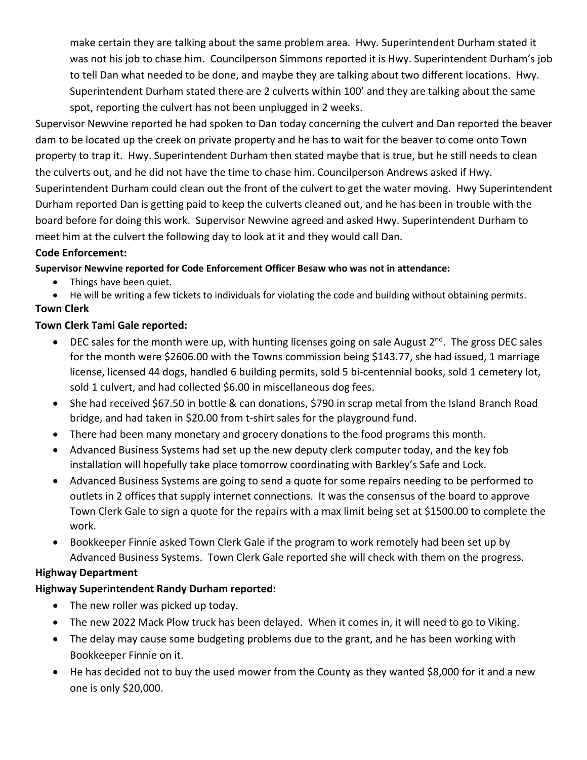make certain they are talking about the same problem area. Hwy. Superintendent Durham stated it was not his job to chase him. Councilperson Simmons reported it is Hwy. Superintendent Durham's job to tell Dan what needed to be done, and maybe they are talking about two different locations. Hwy. Superintendent Durham stated there are 2 culverts within 100' and they are talking about the same spot, reporting the culvert has not been unplugged in 2 weeks.

Supervisor Newvine reported he had spoken to Dan today concerning the culvert and Dan reported the beaver dam to be located up the creek on private property and he has to wait for the beaver to come onto Town property to trap it. Hwy. Superintendent Durham then stated maybe that is true, but he still needs to clean the culverts out, and he did not have the time to chase him. Councilperson Andrews asked if Hwy. Superintendent Durham could clean out the front of the culvert to get the water moving. Hwy Superintendent Durham reported Dan is getting paid to keep the culverts cleaned out, and he has been in trouble with the board before for doing this work. Supervisor Newvine agreed and asked Hwy. Superintendent Durham to meet him at the culvert the following day to look at it and they would call Dan.

**Code Enforcement:**

**Supervisor Newvine reported for Code Enforcement Officer Besaw who was not in attendance:**

- Things have been quiet.
- He will be writing a few tickets to individuals for violating the code and building without obtaining permits.

**Town Clerk**

**Town Clerk Tami Gale reported:**

- DEC sales for the month were up, with hunting licenses going on sale August 2nd. The gross DEC sales for the month were $2606.00 with the Towns commission being $143.77, she had issued, 1 marriage license, licensed 44 dogs, handled 6 building permits, sold 5 bi-centennial books, sold 1 cemetery lot, sold 1 culvert, and had collected $6.00 in miscellaneous dog fees.
- She had received $67.50 in bottle & can donations, $790 in scrap metal from the Island Branch Road bridge, and had taken in $20.00 from t-shirt sales for the playground fund.
- There had been many monetary and grocery donations to the food programs this month.
- Advanced Business Systems had set up the new deputy clerk computer today, and the key fob installation will hopefully take place tomorrow coordinating with Barkley's Safe and Lock.
- Advanced Business Systems are going to send a quote for some repairs needing to be performed to outlets in 2 offices that supply internet connections. It was the consensus of the board to approve Town Clerk Gale to sign a quote for the repairs with a max limit being set at $1500.00 to complete the work.
- Bookkeeper Finnie asked Town Clerk Gale if the program to work remotely had been set up by Advanced Business Systems. Town Clerk Gale reported she will check with them on the progress.

**Highway Department**

**Highway Superintendent Randy Durham reported:**

- The new roller was picked up today.
- The new 2022 Mack Plow truck has been delayed. When it comes in, it will need to go to Viking.
- The delay may cause some budgeting problems due to the grant, and he has been working with Bookkeeper Finnie on it.
- He has decided not to buy the used mower from the County as they wanted $8,000 for it and a new one is only $20,000.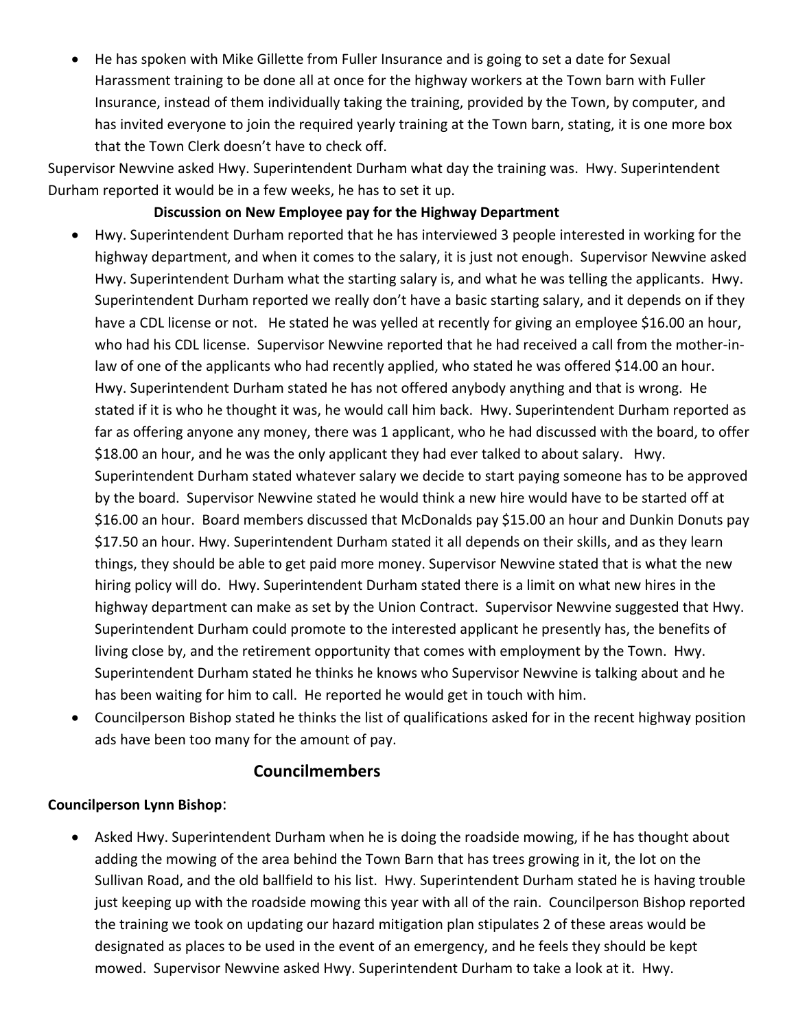- He has spoken with Mike Gillette from Fuller Insurance and is going to set a date for Sexual Harassment training to be done all at once for the highway workers at the Town barn with Fuller Insurance, instead of them individually taking the training, provided by the Town, by computer, and has invited everyone to join the required yearly training at the Town barn, stating, it is one more box that the Town Clerk doesn't have to check off.

Supervisor Newvine asked Hwy. Superintendent Durham what day the training was. Hwy. Superintendent Durham reported it would be in a few weeks, he has to set it up.

**Discussion on New Employee pay for the Highway Department**

- Hwy. Superintendent Durham reported that he has interviewed 3 people interested in working for the highway department, and when it comes to the salary, it is just not enough. Supervisor Newvine asked Hwy. Superintendent Durham what the starting salary is, and what he was telling the applicants. Hwy. Superintendent Durham reported we really don't have a basic starting salary, and it depends on if they have a CDL license or not. He stated he was yelled at recently for giving an employee $16.00 an hour, who had his CDL license. Supervisor Newvine reported that he had received a call from the mother-in-law of one of the applicants who had recently applied, who stated he was offered $14.00 an hour. Hwy. Superintendent Durham stated he has not offered anybody anything and that is wrong. He stated if it is who he thought it was, he would call him back. Hwy. Superintendent Durham reported as far as offering anyone any money, there was 1 applicant, who he had discussed with the board, to offer $18.00 an hour, and he was the only applicant they had ever talked to about salary. Hwy. Superintendent Durham stated whatever salary we decide to start paying someone has to be approved by the board. Supervisor Newvine stated he would think a new hire would have to be started off at $16.00 an hour. Board members discussed that McDonalds pay $15.00 an hour and Dunkin Donuts pay $17.50 an hour. Hwy. Superintendent Durham stated it all depends on their skills, and as they learn things, they should be able to get paid more money. Supervisor Newvine stated that is what the new hiring policy will do. Hwy. Superintendent Durham stated there is a limit on what new hires in the highway department can make as set by the Union Contract. Supervisor Newvine suggested that Hwy. Superintendent Durham could promote to the interested applicant he presently has, the benefits of living close by, and the retirement opportunity that comes with employment by the Town. Hwy. Superintendent Durham stated he thinks he knows who Supervisor Newvine is talking about and he has been waiting for him to call. He reported he would get in touch with him.
- Councilperson Bishop stated he thinks the list of qualifications asked for in the recent highway position ads have been too many for the amount of pay.

## Councilmembers

**Councilperson Lynn Bishop**:

- Asked Hwy. Superintendent Durham when he is doing the roadside mowing, if he has thought about adding the mowing of the area behind the Town Barn that has trees growing in it, the lot on the Sullivan Road, and the old ballfield to his list. Hwy. Superintendent Durham stated he is having trouble just keeping up with the roadside mowing this year with all of the rain. Councilperson Bishop reported the training we took on updating our hazard mitigation plan stipulates 2 of these areas would be designated as places to be used in the event of an emergency, and he feels they should be kept mowed. Supervisor Newvine asked Hwy. Superintendent Durham to take a look at it. Hwy.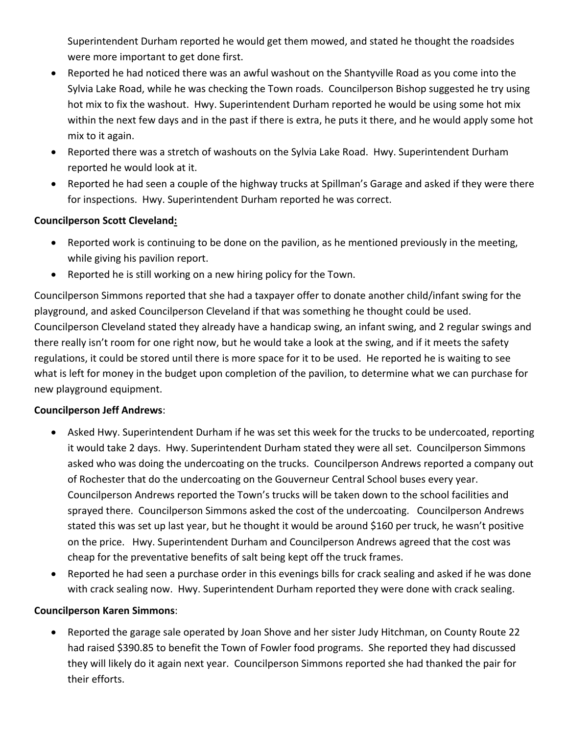Superintendent Durham reported he would get them mowed, and stated he thought the roadsides were more important to get done first.

- Reported he had noticed there was an awful washout on the Shantyville Road as you come into the Sylvia Lake Road, while he was checking the Town roads. Councilperson Bishop suggested he try using hot mix to fix the washout. Hwy. Superintendent Durham reported he would be using some hot mix within the next few days and in the past if there is extra, he puts it there, and he would apply some hot mix to it again.
- Reported there was a stretch of washouts on the Sylvia Lake Road. Hwy. Superintendent Durham reported he would look at it.
- Reported he had seen a couple of the highway trucks at Spillman's Garage and asked if they were there for inspections. Hwy. Superintendent Durham reported he was correct.

**Councilperson Scott Cleveland:**

- Reported work is continuing to be done on the pavilion, as he mentioned previously in the meeting, while giving his pavilion report.
- Reported he is still working on a new hiring policy for the Town.

Councilperson Simmons reported that she had a taxpayer offer to donate another child/infant swing for the playground, and asked Councilperson Cleveland if that was something he thought could be used. Councilperson Cleveland stated they already have a handicap swing, an infant swing, and 2 regular swings and there really isn't room for one right now, but he would take a look at the swing, and if it meets the safety regulations, it could be stored until there is more space for it to be used. He reported he is waiting to see what is left for money in the budget upon completion of the pavilion, to determine what we can purchase for new playground equipment.

**Councilperson Jeff Andrews**:

- Asked Hwy. Superintendent Durham if he was set this week for the trucks to be undercoated, reporting it would take 2 days. Hwy. Superintendent Durham stated they were all set. Councilperson Simmons asked who was doing the undercoating on the trucks. Councilperson Andrews reported a company out of Rochester that do the undercoating on the Gouverneur Central School buses every year. Councilperson Andrews reported the Town's trucks will be taken down to the school facilities and sprayed there. Councilperson Simmons asked the cost of the undercoating. Councilperson Andrews stated this was set up last year, but he thought it would be around $160 per truck, he wasn't positive on the price. Hwy. Superintendent Durham and Councilperson Andrews agreed that the cost was cheap for the preventative benefits of salt being kept off the truck frames.
- Reported he had seen a purchase order in this evenings bills for crack sealing and asked if he was done with crack sealing now. Hwy. Superintendent Durham reported they were done with crack sealing.

**Councilperson Karen Simmons**:

- Reported the garage sale operated by Joan Shove and her sister Judy Hitchman, on County Route 22 had raised $390.85 to benefit the Town of Fowler food programs. She reported they had discussed they will likely do it again next year. Councilperson Simmons reported she had thanked the pair for their efforts.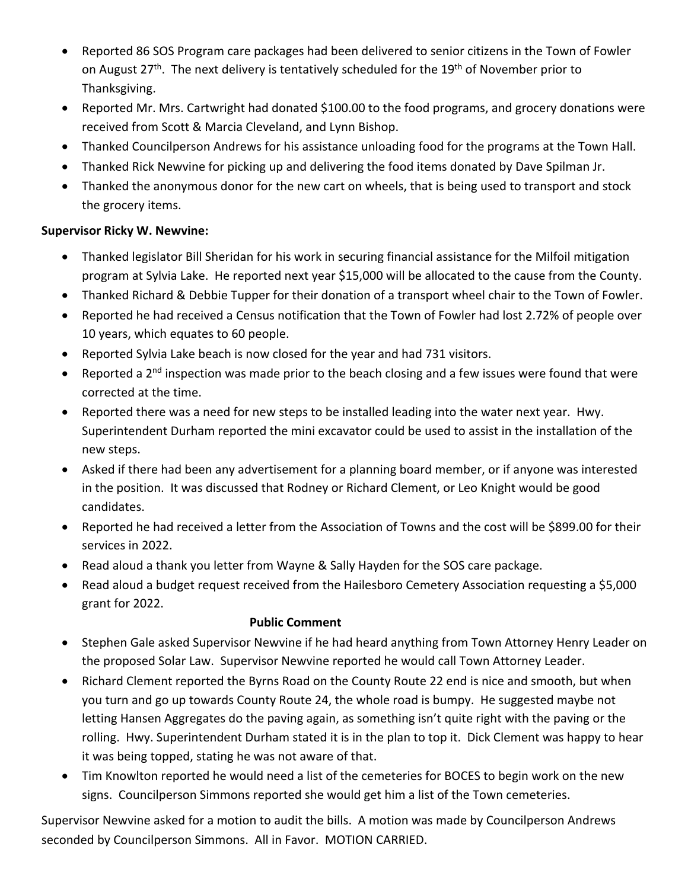- Reported 86 SOS Program care packages had been delivered to senior citizens in the Town of Fowler on August 27th. The next delivery is tentatively scheduled for the 19th of November prior to Thanksgiving.
- Reported Mr. Mrs. Cartwright had donated $100.00 to the food programs, and grocery donations were received from Scott & Marcia Cleveland, and Lynn Bishop.
- Thanked Councilperson Andrews for his assistance unloading food for the programs at the Town Hall.
- Thanked Rick Newvine for picking up and delivering the food items donated by Dave Spilman Jr.
- Thanked the anonymous donor for the new cart on wheels, that is being used to transport and stock the grocery items.

**Supervisor Ricky W. Newvine:**

- Thanked legislator Bill Sheridan for his work in securing financial assistance for the Milfoil mitigation program at Sylvia Lake. He reported next year $15,000 will be allocated to the cause from the County.
- Thanked Richard & Debbie Tupper for their donation of a transport wheel chair to the Town of Fowler.
- Reported he had received a Census notification that the Town of Fowler had lost 2.72% of people over 10 years, which equates to 60 people.
- Reported Sylvia Lake beach is now closed for the year and had 731 visitors.
- Reported a 2nd inspection was made prior to the beach closing and a few issues were found that were corrected at the time.
- Reported there was a need for new steps to be installed leading into the water next year. Hwy. Superintendent Durham reported the mini excavator could be used to assist in the installation of the new steps.
- Asked if there had been any advertisement for a planning board member, or if anyone was interested in the position. It was discussed that Rodney or Richard Clement, or Leo Knight would be good candidates.
- Reported he had received a letter from the Association of Towns and the cost will be $899.00 for their services in 2022.
- Read aloud a thank you letter from Wayne & Sally Hayden for the SOS care package.
- Read aloud a budget request received from the Hailesboro Cemetery Association requesting a $5,000 grant for 2022.

**Public Comment**

- Stephen Gale asked Supervisor Newvine if he had heard anything from Town Attorney Henry Leader on the proposed Solar Law. Supervisor Newvine reported he would call Town Attorney Leader.
- Richard Clement reported the Byrns Road on the County Route 22 end is nice and smooth, but when you turn and go up towards County Route 24, the whole road is bumpy. He suggested maybe not letting Hansen Aggregates do the paving again, as something isn't quite right with the paving or the rolling. Hwy. Superintendent Durham stated it is in the plan to top it. Dick Clement was happy to hear it was being topped, stating he was not aware of that.
- Tim Knowlton reported he would need a list of the cemeteries for BOCES to begin work on the new signs. Councilperson Simmons reported she would get him a list of the Town cemeteries.

Supervisor Newvine asked for a motion to audit the bills. A motion was made by Councilperson Andrews seconded by Councilperson Simmons. All in Favor. MOTION CARRIED.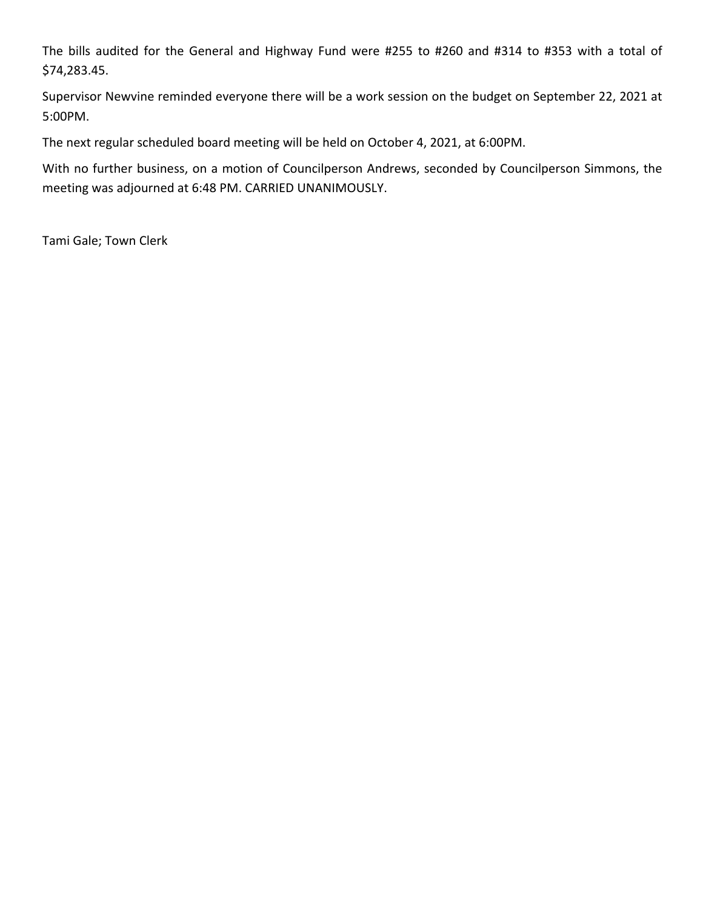The bills audited for the General and Highway Fund were #255 to #260 and #314 to #353 with a total of $74,283.45.

Supervisor Newvine reminded everyone there will be a work session on the budget on September 22, 2021 at 5:00PM.

The next regular scheduled board meeting will be held on October 4, 2021, at 6:00PM.

With no further business, on a motion of Councilperson Andrews, seconded by Councilperson Simmons, the meeting was adjourned at 6:48 PM. CARRIED UNANIMOUSLY.

Tami Gale; Town Clerk